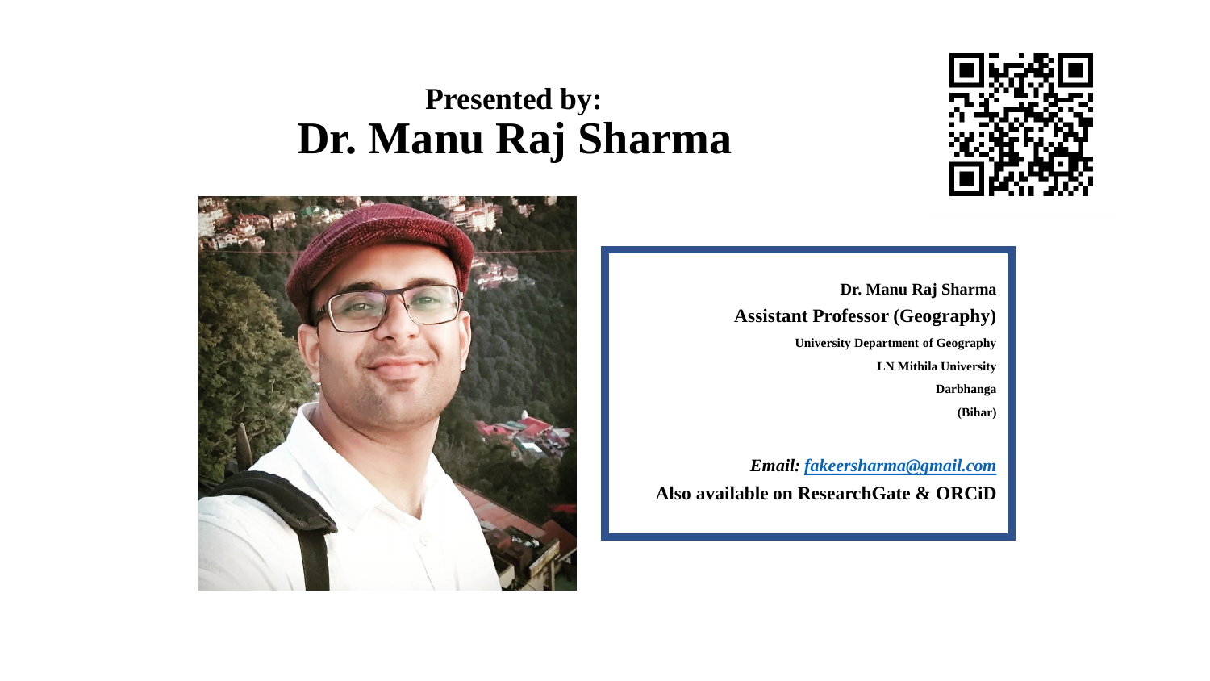## Presented by:
# Dr. Manu Raj Sharma

**Dr. Manu Raj Sharma**

**Assistant Professor (Geography)**

**University Department of Geography**

**LN Mithila University**

**Darbhanga**

**(Bihar)**

***Email: fakeersharma@gmail.com***

**Also available on ResearchGate & ORCiD**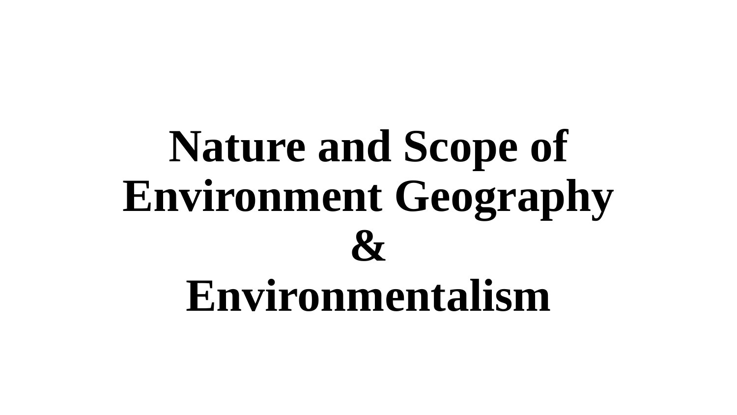# Nature and Scope of Environment Geography & Environmentalism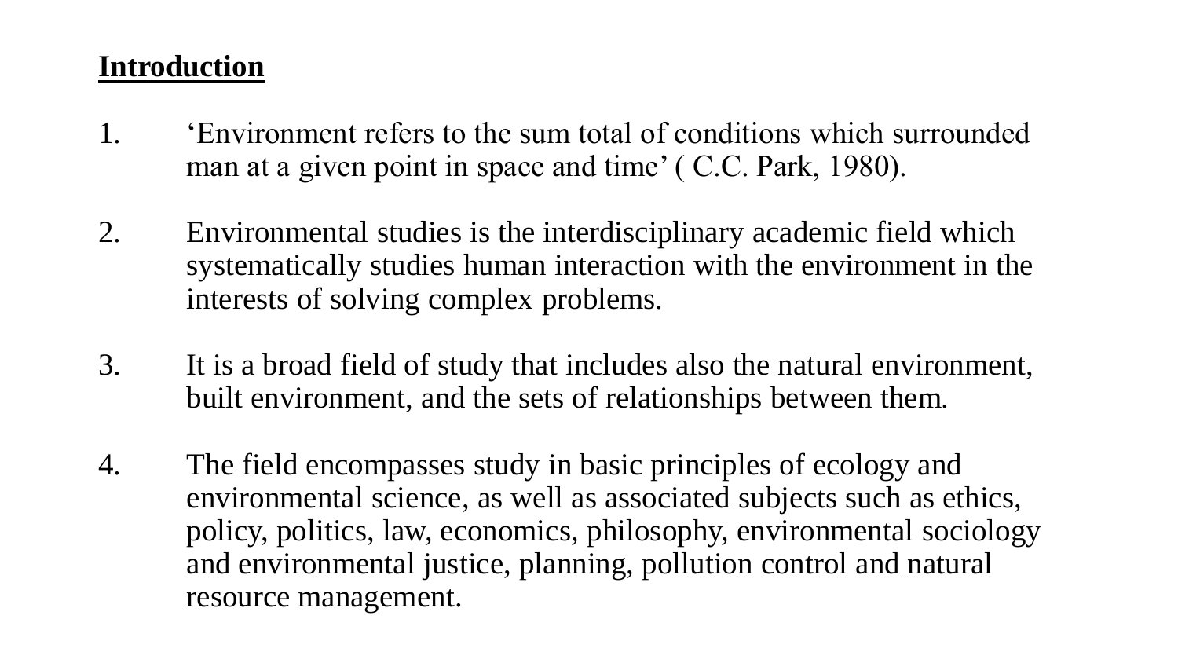**Introduction**

1. ‘Environment refers to the sum total of conditions which surrounded man at a given point in space and time’ ( C.C. Park, 1980).

2. Environmental studies is the interdisciplinary academic field which systematically studies human interaction with the environment in the interests of solving complex problems.

3. It is a broad field of study that includes also the natural environment, built environment, and the sets of relationships between them.

4. The field encompasses study in basic principles of ecology and environmental science, as well as associated subjects such as ethics, policy, politics, law, economics, philosophy, environmental sociology and environmental justice, planning, pollution control and natural resource management.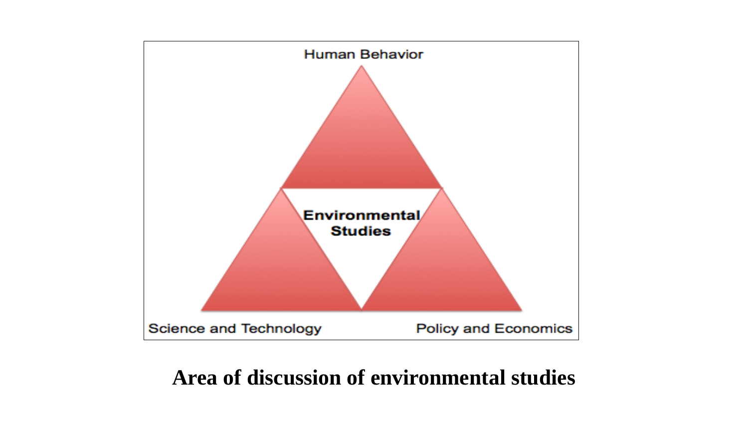Human Behavior

Environmental Studies

Science and Technology

Policy and Economics

**Area of discussion of environmental studies**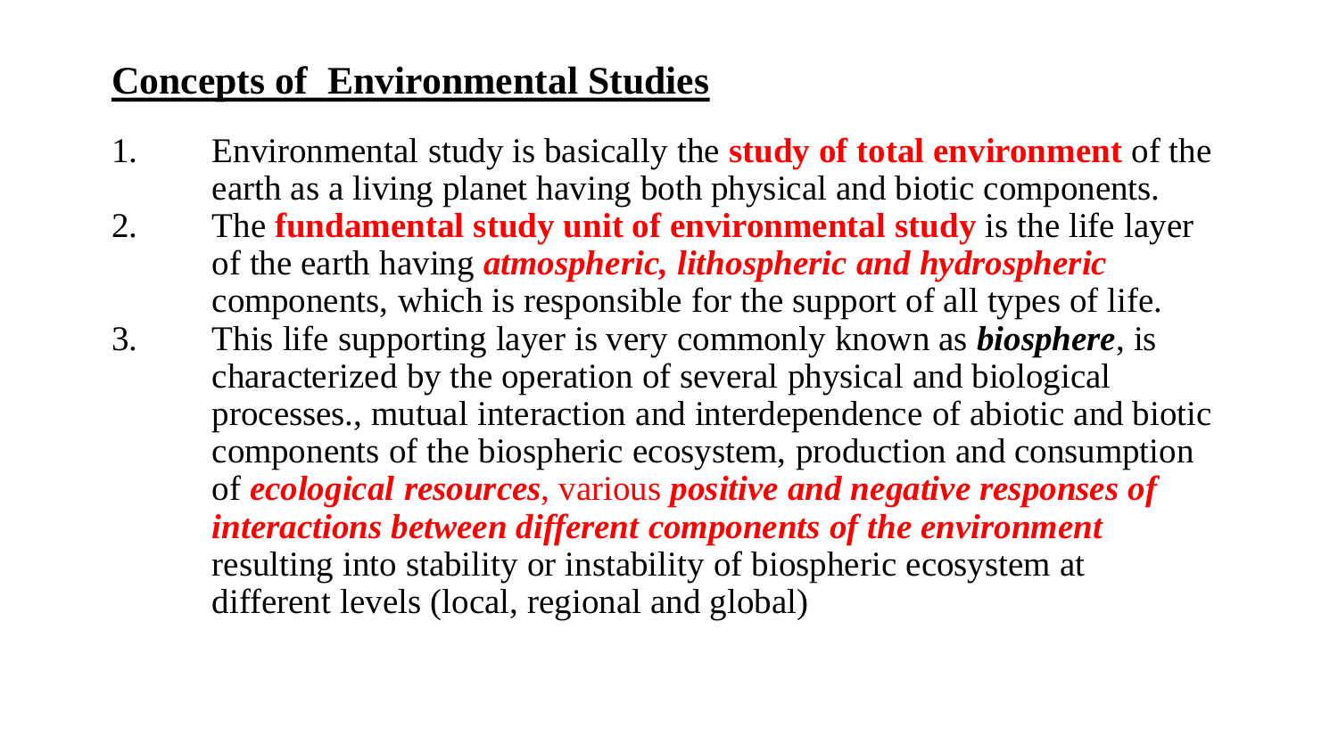## Concepts of Environmental Studies

1. Environmental study is basically the **study of total environment** of the earth as a living planet having both physical and biotic components.
2. The **fundamental study unit of environmental study** is the life layer of the earth having ***atmospheric, lithospheric and hydrospheric*** components, which is responsible for the support of all types of life.
3. This life supporting layer is very commonly known as ***biosphere***, is characterized by the operation of several physical and biological processes., mutual interaction and interdependence of abiotic and biotic components of the biospheric ecosystem, production and consumption of ***ecological resources***, various ***positive and negative responses of interactions between different components of the environment*** resulting into stability or instability of biospheric ecosystem at different levels (local, regional and global)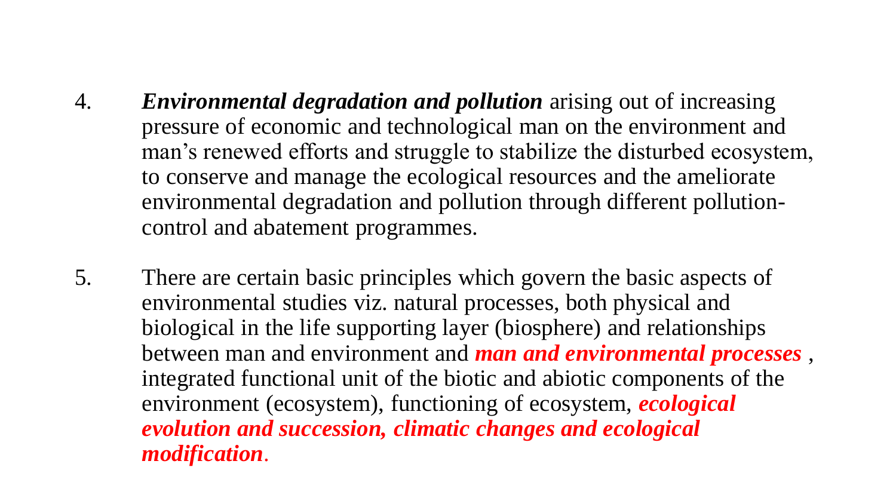4. ***Environmental degradation and pollution*** arising out of increasing pressure of economic and technological man on the environment and man's renewed efforts and struggle to stabilize the disturbed ecosystem, to conserve and manage the ecological resources and the ameliorate environmental degradation and pollution through different pollution-control and abatement programmes.

5. There are certain basic principles which govern the basic aspects of environmental studies viz. natural processes, both physical and biological in the life supporting layer (biosphere) and relationships between man and environment and ***man and environmental processes*** , integrated functional unit of the biotic and abiotic components of the environment (ecosystem), functioning of ecosystem, ***ecological evolution and succession, climatic changes and ecological modification***.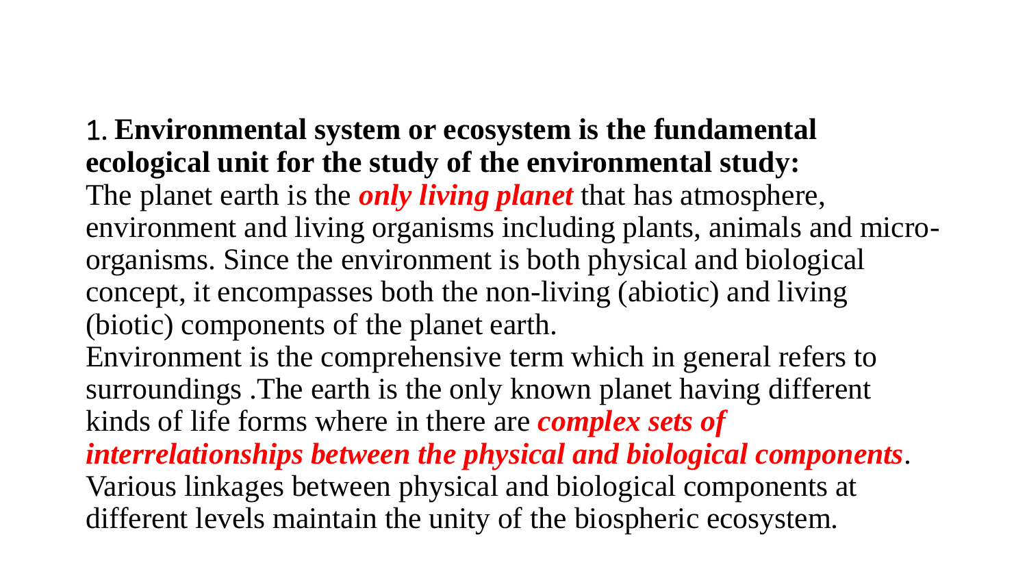1. **Environmental system or ecosystem is the fundamental ecological unit for the study of the environmental study:**

The planet earth is the ***only living planet*** that has atmosphere, environment and living organisms including plants, animals and micro-organisms. Since the environment is both physical and biological concept, it encompasses both the non-living (abiotic) and living (biotic) components of the planet earth.

Environment is the comprehensive term which in general refers to surroundings .The earth is the only known planet having different kinds of life forms where in there are ***complex sets of interrelationships between the physical and biological components***. Various linkages between physical and biological components at different levels maintain the unity of the biospheric ecosystem.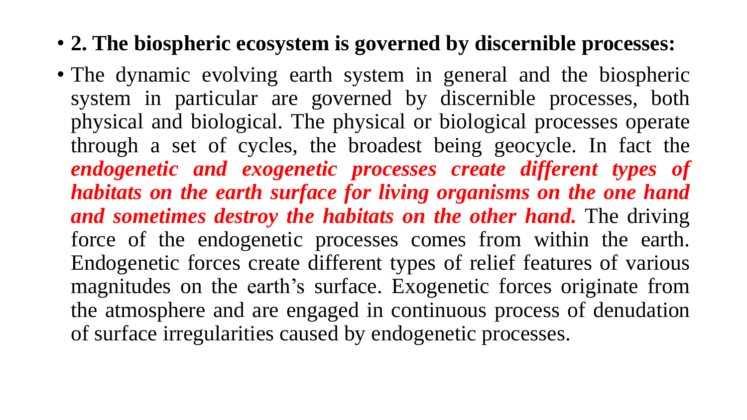- **2. The biospheric ecosystem is governed by discernible processes:**
- The dynamic evolving earth system in general and the biospheric system in particular are governed by discernible processes, both physical and biological. The physical or biological processes operate through a set of cycles, the broadest being geocycle. In fact the ***endogenetic and exogenetic processes create different types of habitats on the earth surface for living organisms on the one hand and sometimes destroy the habitats on the other hand.*** The driving force of the endogenetic processes comes from within the earth. Endogenetic forces create different types of relief features of various magnitudes on the earth's surface. Exogenetic forces originate from the atmosphere and are engaged in continuous process of denudation of surface irregularities caused by endogenetic processes.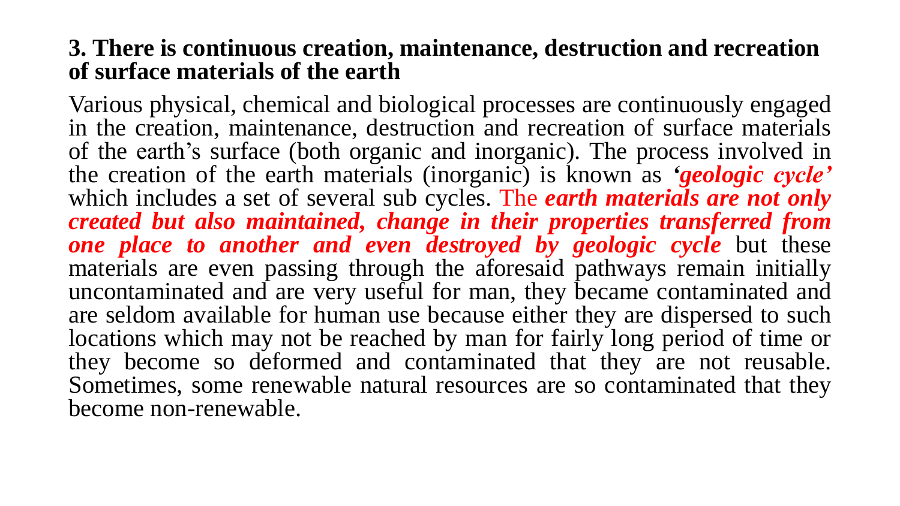### 3. There is continuous creation, maintenance, destruction and recreation of surface materials of the earth

Various physical, chemical and biological processes are continuously engaged in the creation, maintenance, destruction and recreation of surface materials of the earth's surface (both organic and inorganic). The process involved in the creation of the earth materials (inorganic) is known as ***'geologic cycle'*** which includes a set of several sub cycles. The ***earth materials are not only created but also maintained, change in their properties transferred from one place to another and even destroyed by geologic cycle*** but these materials are even passing through the aforesaid pathways remain initially uncontaminated and are very useful for man, they became contaminated and are seldom available for human use because either they are dispersed to such locations which may not be reached by man for fairly long period of time or they become so deformed and contaminated that they are not reusable. Sometimes, some renewable natural resources are so contaminated that they become non-renewable.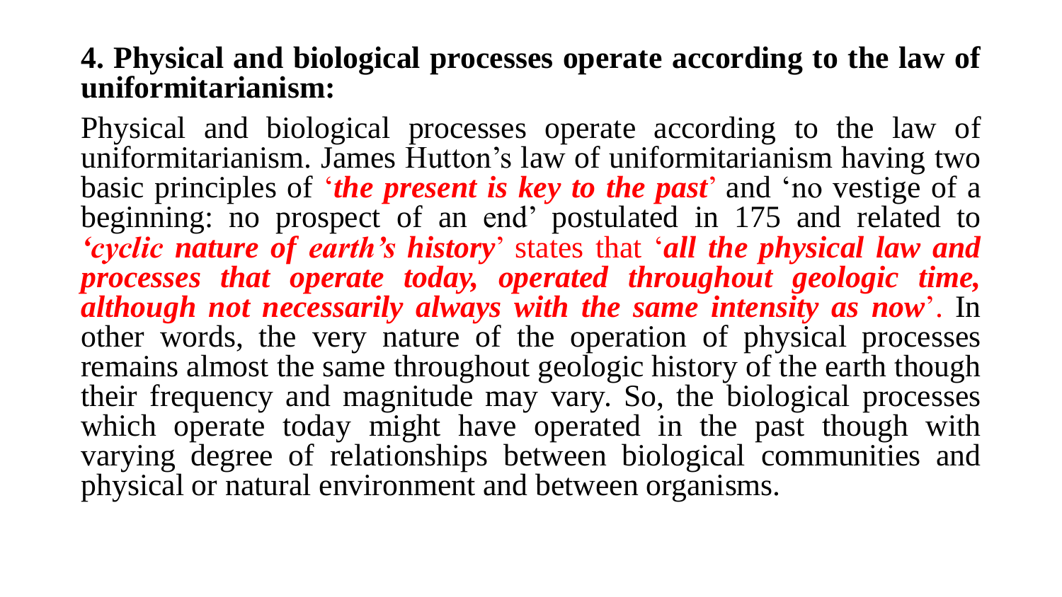**4. Physical and biological processes operate according to the law of uniformitarianism:**

Physical and biological processes operate according to the law of uniformitarianism. James Hutton's law of uniformitarianism having two basic principles of '***the present is key to the past***' and 'no vestige of a beginning: no prospect of an end' postulated in 175 and related to ***'cyclic nature of earth's history***' states that '***all the physical law and processes that operate today, operated throughout geologic time, although not necessarily always with the same intensity as now***'. In other words, the very nature of the operation of physical processes remains almost the same throughout geologic history of the earth though their frequency and magnitude may vary. So, the biological processes which operate today might have operated in the past though with varying degree of relationships between biological communities and physical or natural environment and between organisms.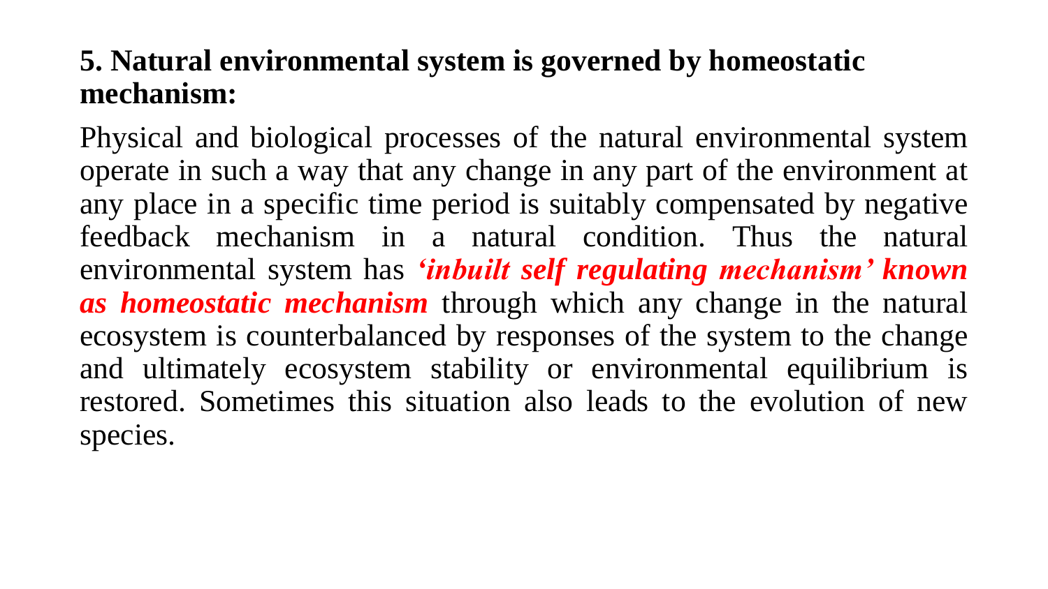## 5. Natural environmental system is governed by homeostatic mechanism:

Physical and biological processes of the natural environmental system operate in such a way that any change in any part of the environment at any place in a specific time period is suitably compensated by negative feedback mechanism in a natural condition. Thus the natural environmental system has ***'inbuilt self regulating mechanism' known as homeostatic mechanism*** through which any change in the natural ecosystem is counterbalanced by responses of the system to the change and ultimately ecosystem stability or environmental equilibrium is restored. Sometimes this situation also leads to the evolution of new species.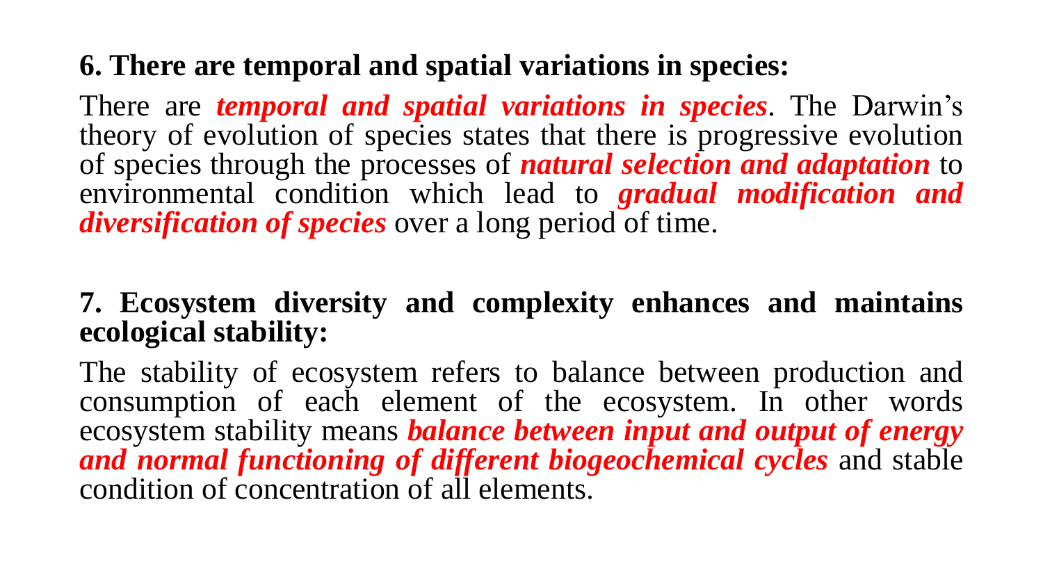**6. There are temporal and spatial variations in species:**

There are ***temporal and spatial variations in species***. The Darwin's theory of evolution of species states that there is progressive evolution of species through the processes of ***natural selection and adaptation*** to environmental condition which lead to ***gradual modification and diversification of species*** over a long period of time.

**7. Ecosystem diversity and complexity enhances and maintains ecological stability:**

The stability of ecosystem refers to balance between production and consumption of each element of the ecosystem. In other words ecosystem stability means ***balance between input and output of energy and normal functioning of different biogeochemical cycles*** and stable condition of concentration of all elements.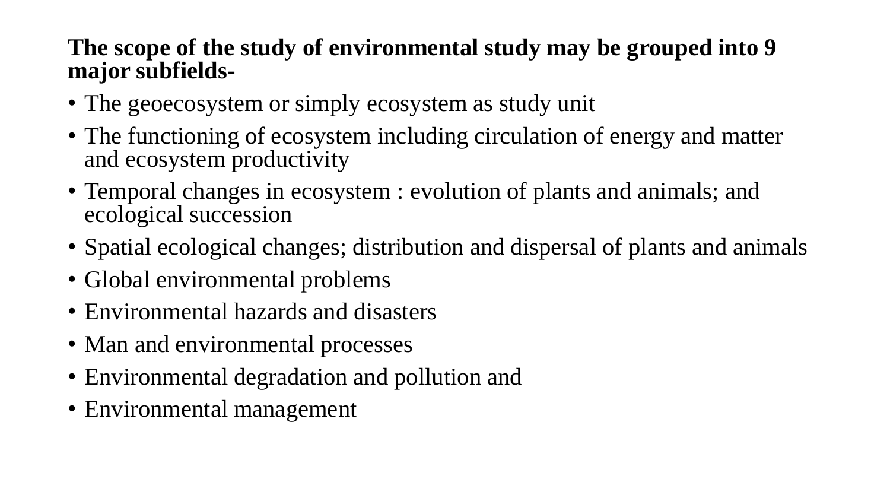**The scope of the study of environmental study may be grouped into 9 major subfields-**

- The geoecosystem or simply ecosystem as study unit
- The functioning of ecosystem including circulation of energy and matter and ecosystem productivity
- Temporal changes in ecosystem : evolution of plants and animals; and ecological succession
- Spatial ecological changes; distribution and dispersal of plants and animals
- Global environmental problems
- Environmental hazards and disasters
- Man and environmental processes
- Environmental degradation and pollution and
- Environmental management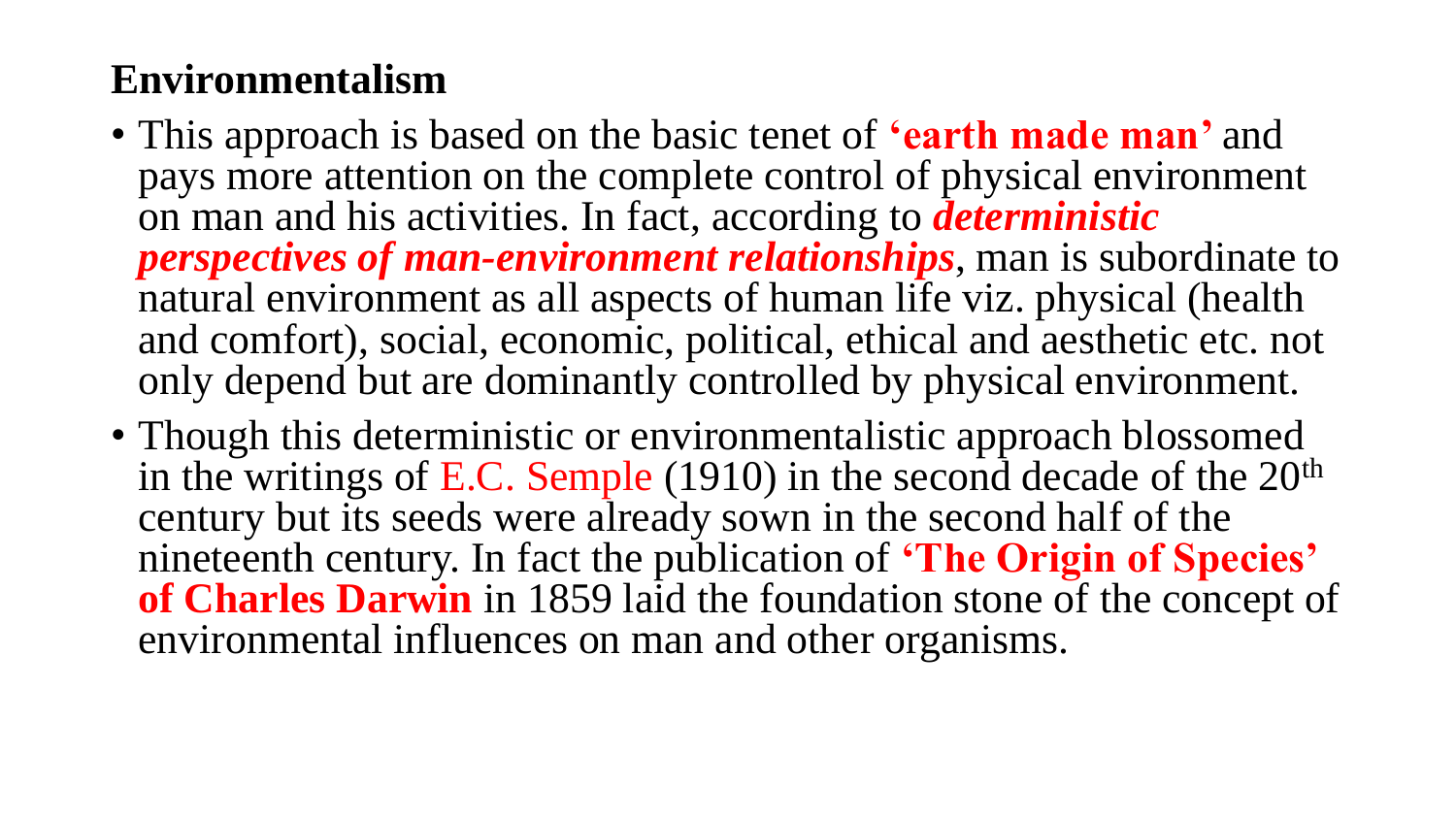## Environmentalism

- This approach is based on the basic tenet of **'earth made man'** and pays more attention on the complete control of physical environment on man and his activities. In fact, according to ***deterministic perspectives of man-environment relationships***, man is subordinate to natural environment as all aspects of human life viz. physical (health and comfort), social, economic, political, ethical and aesthetic etc. not only depend but are dominantly controlled by physical environment.
- Though this deterministic or environmentalistic approach blossomed in the writings of E.C. Semple (1910) in the second decade of the 20th century but its seeds were already sown in the second half of the nineteenth century. In fact the publication of **'The Origin of Species' of Charles Darwin** in 1859 laid the foundation stone of the concept of environmental influences on man and other organisms.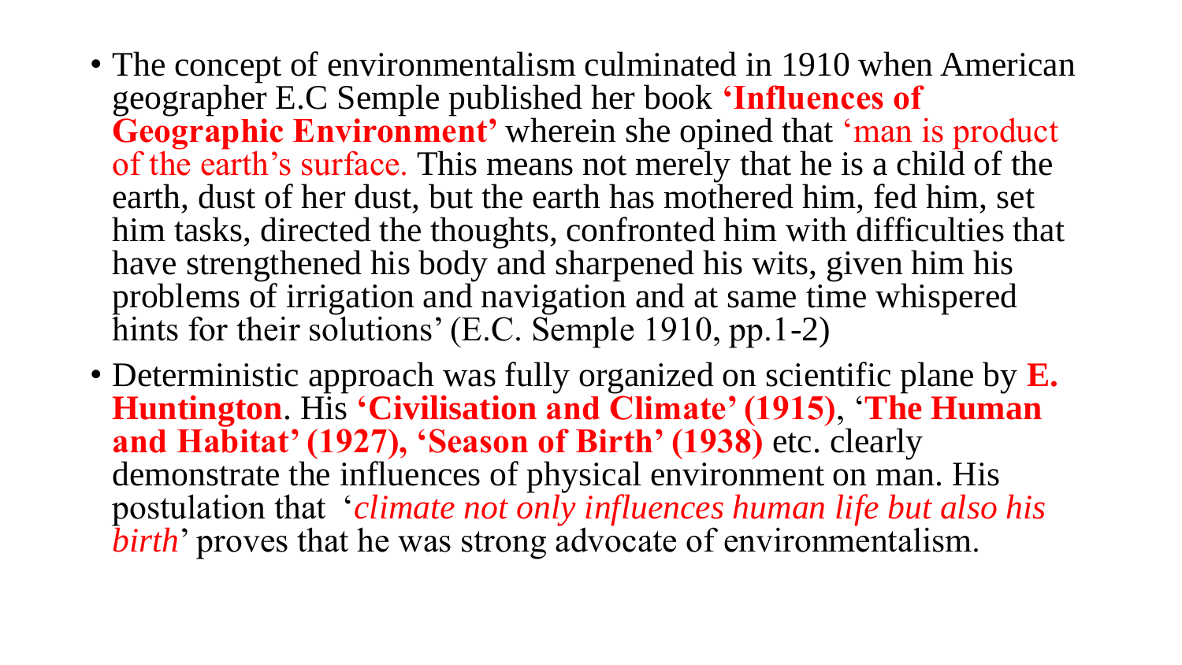- The concept of environmentalism culminated in 1910 when American geographer E.C Semple published her book **'Influences of Geographic Environment'** wherein she opined that 'man is product of the earth's surface. This means not merely that he is a child of the earth, dust of her dust, but the earth has mothered him, fed him, set him tasks, directed the thoughts, confronted him with difficulties that have strengthened his body and sharpened his wits, given him his problems of irrigation and navigation and at same time whispered hints for their solutions' (E.C. Semple 1910, pp.1-2)
- Deterministic approach was fully organized on scientific plane by **E. Huntington**. His **'Civilisation and Climate' (1915)**, '**The Human and Habitat' (1927), 'Season of Birth' (1938)** etc. clearly demonstrate the influences of physical environment on man. His postulation that '*climate not only influences human life but also his birth*' proves that he was strong advocate of environmentalism.